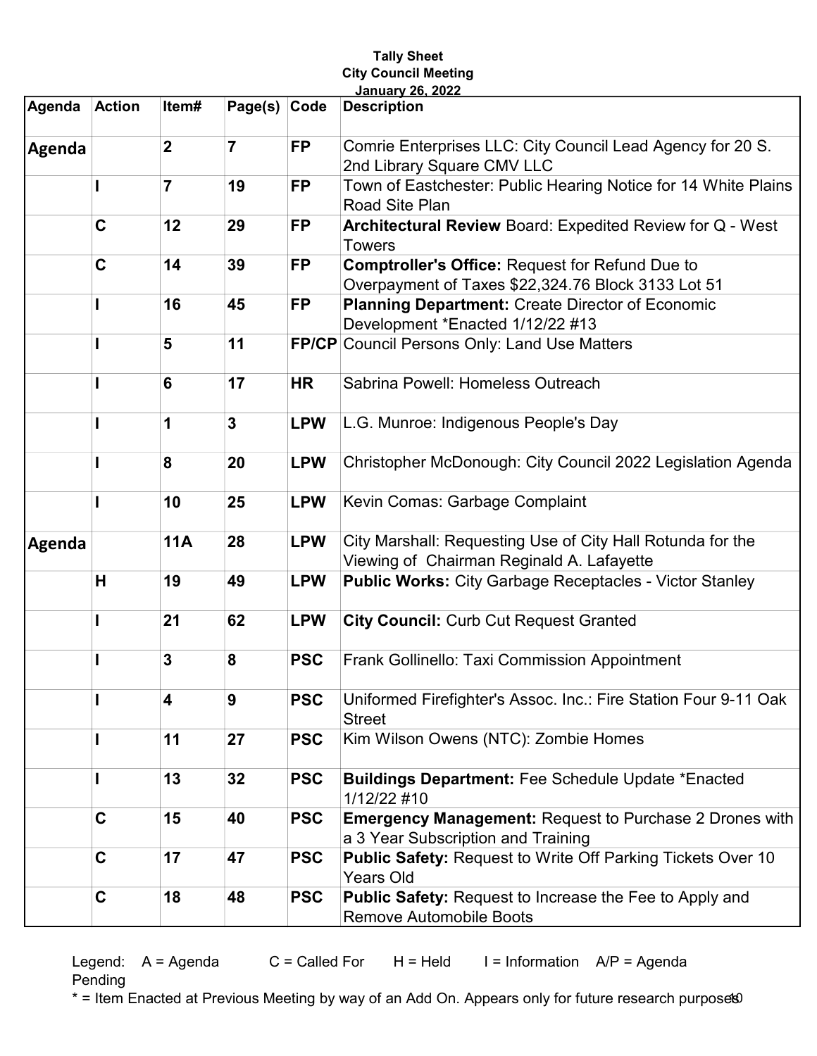**Tally Sheet**
**City Council Meeting**
**January 26, 2022**

| Agenda | Action | Item# | Page(s) | Code | Description |
|---|---|---|---|---|---|
| **Agenda** | | **2** | **7** | **FP** | Comrie Enterprises LLC: City Council Lead Agency for 20 S. 2nd Library Square CMV LLC |
| | **I** | **7** | **19** | **FP** | Town of Eastchester: Public Hearing Notice for 14 White Plains Road Site Plan |
| | **C** | **12** | **29** | **FP** | **Architectural Review** Board: Expedited Review for Q - West Towers |
| | **C** | **14** | **39** | **FP** | **Comptroller's Office:** Request for Refund Due to Overpayment of Taxes $22,324.76 Block 3133 Lot 51 |
| | **I** | **16** | **45** | **FP** | **Planning Department:** Create Director of Economic Development *Enacted 1/12/22 #13 |
| | **I** | **5** | **11** | **FP/CP** | Council Persons Only: Land Use Matters |
| | **I** | **6** | **17** | **HR** | Sabrina Powell: Homeless Outreach |
| | **I** | **1** | **3** | **LPW** | L.G. Munroe: Indigenous People's Day |
| | **I** | **8** | **20** | **LPW** | Christopher McDonough: City Council 2022 Legislation Agenda |
| | **I** | **10** | **25** | **LPW** | Kevin Comas: Garbage Complaint |
| **Agenda** | | **11A** | **28** | **LPW** | City Marshall: Requesting Use of City Hall Rotunda for the Viewing of Chairman Reginald A. Lafayette |
| | **H** | **19** | **49** | **LPW** | **Public Works:** City Garbage Receptacles - Victor Stanley |
| | **I** | **21** | **62** | **LPW** | **City Council:** Curb Cut Request Granted |
| | **I** | **3** | **8** | **PSC** | Frank Gollinello: Taxi Commission Appointment |
| | **I** | **4** | **9** | **PSC** | Uniformed Firefighter's Assoc. Inc.: Fire Station Four 9-11 Oak Street |
| | **I** | **11** | **27** | **PSC** | Kim Wilson Owens (NTC): Zombie Homes |
| | **I** | **13** | **32** | **PSC** | **Buildings Department:** Fee Schedule Update *Enacted 1/12/22 #10 |
| | **C** | **15** | **40** | **PSC** | **Emergency Management:** Request to Purchase 2 Drones with a 3 Year Subscription and Training |
| | **C** | **17** | **47** | **PSC** | **Public Safety:** Request to Write Off Parking Tickets Over 10 Years Old |
| | **C** | **18** | **48** | **PSC** | **Public Safety:** Request to Increase the Fee to Apply and Remove Automobile Boots |

Legend: A = Agenda C = Called For H = Held I = Information A/P = Agenda Pending

* = Item Enacted at Previous Meeting by way of an Add On. Appears only for future research purposes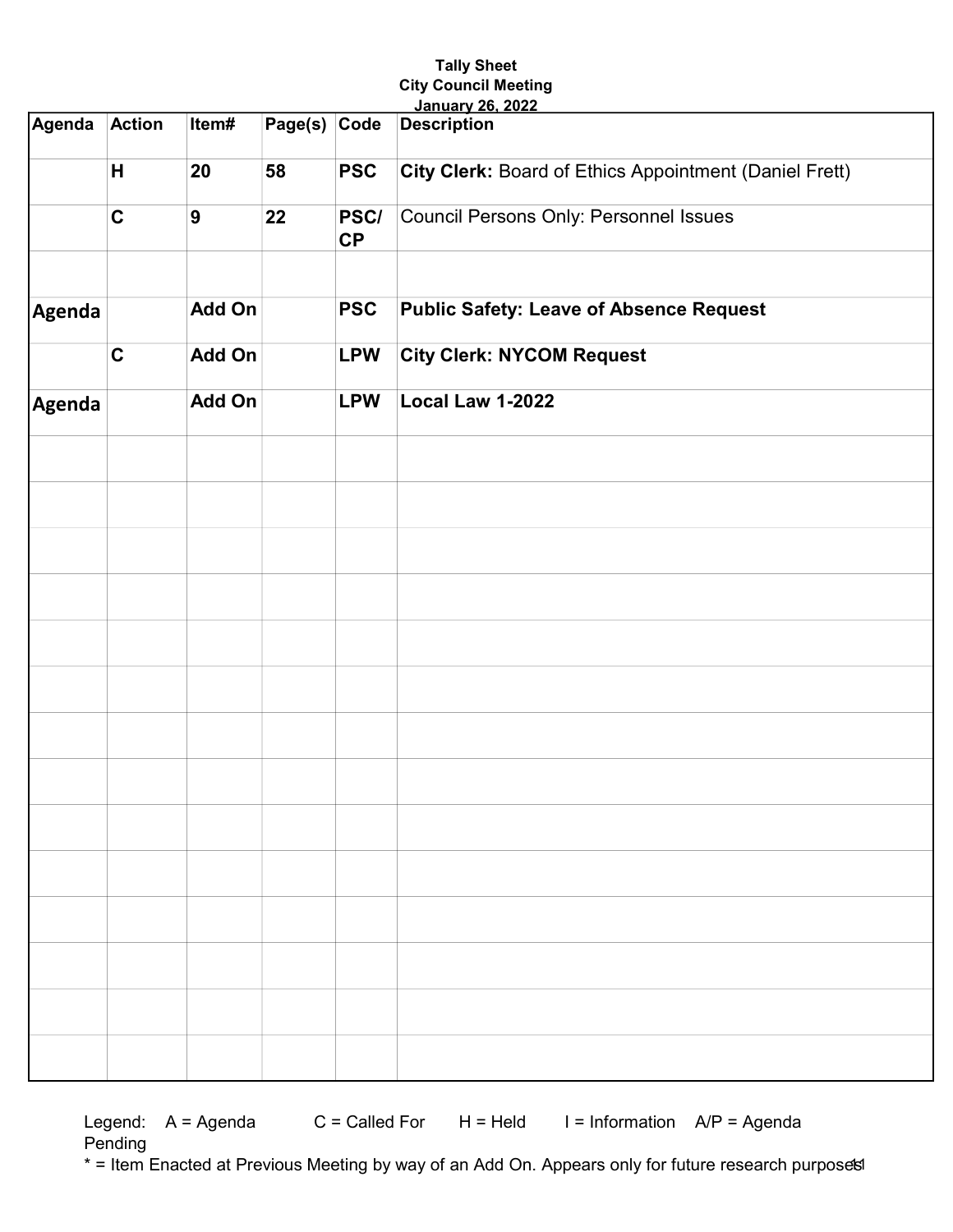**Tally Sheet**
**City Council Meeting**
**January 26, 2022**

| Agenda | Action | Item# | Page(s) | Code | Description |
|---|---|---|---|---|---|
| | **H** | **20** | **58** | **PSC** | **City Clerk:** Board of Ethics Appointment (Daniel Frett) |
| | **C** | **9** | **22** | **PSC/ CP** | Council Persons Only: Personnel Issues |
| | | | | | |
| **Agenda** | | **Add On** | | **PSC** | **Public Safety: Leave of Absence Request** |
| | **C** | **Add On** | | **LPW** | **City Clerk: NYCOM Request** |
| **Agenda** | | **Add On** | | **LPW** | **Local Law 1-2022** |
| | | | | | |
| | | | | | |
| | | | | | |
| | | | | | |
| | | | | | |
| | | | | | |
| | | | | | |
| | | | | | |
| | | | | | |
| | | | | | |
| | | | | | |
| | | | | | |
| | | | | | |
| | | | | | |

Legend: A = Agenda C = Called For H = Held I = Information A/P = Agenda Pending

* = Item Enacted at Previous Meeting by way of an Add On. Appears only for future research purposes